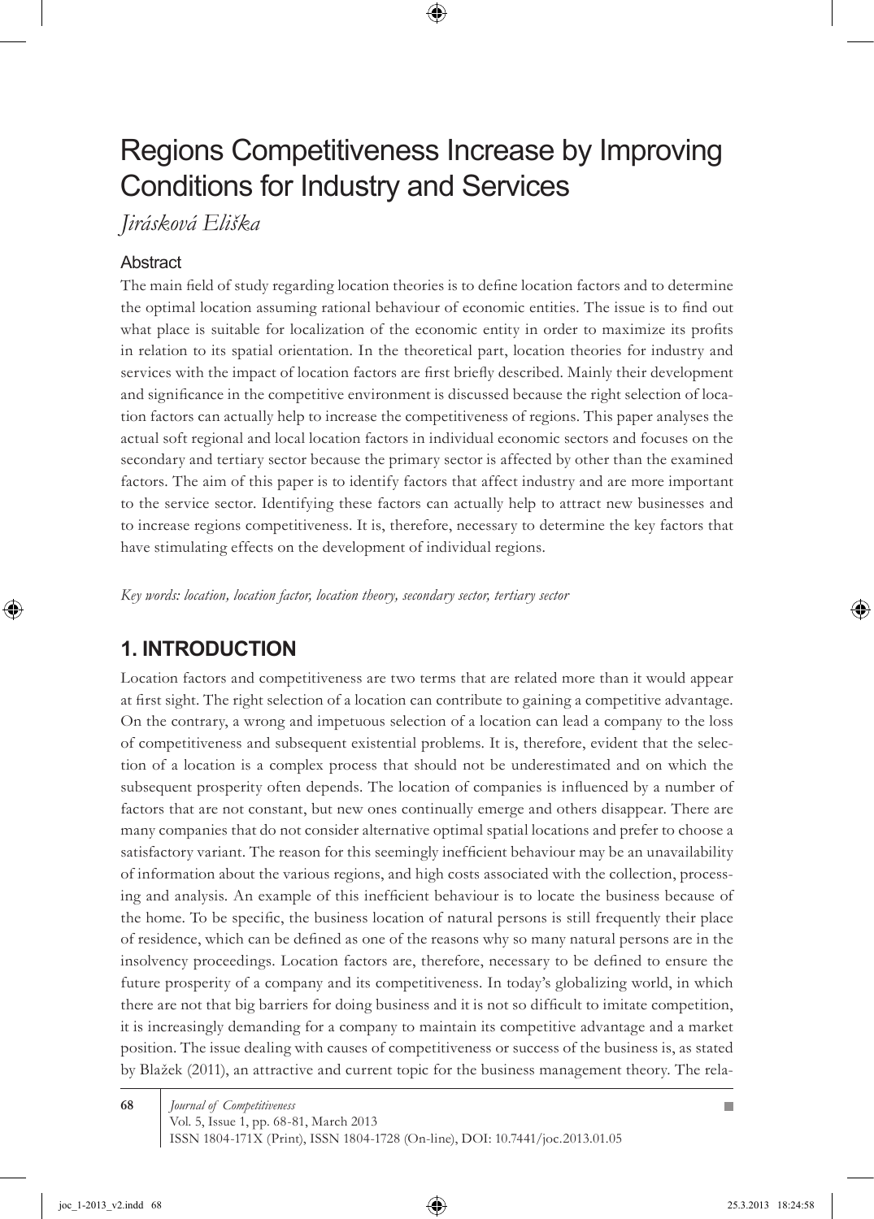# Regions Competitiveness Increase by Improving Conditions for Industry and Services

*Jirásková Eliška*

## Abstract

The main field of study regarding location theories is to define location factors and to determine the optimal location assuming rational behaviour of economic entities. The issue is to find out what place is suitable for localization of the economic entity in order to maximize its profits in relation to its spatial orientation. In the theoretical part, location theories for industry and services with the impact of location factors are first briefly described. Mainly their development and significance in the competitive environment is discussed because the right selection of location factors can actually help to increase the competitiveness of regions. This paper analyses the actual soft regional and local location factors in individual economic sectors and focuses on the secondary and tertiary sector because the primary sector is affected by other than the examined factors. The aim of this paper is to identify factors that affect industry and are more important to the service sector. Identifying these factors can actually help to attract new businesses and to increase regions competitiveness. It is, therefore, necessary to determine the key factors that have stimulating effects on the development of individual regions.

*Key words: location, location factor, location theory, secondary sector, tertiary sector*

## 1. INTRODUCTION

Location factors and competitiveness are two terms that are related more than it would appear at first sight. The right selection of a location can contribute to gaining a competitive advantage. On the contrary, a wrong and impetuous selection of a location can lead a company to the loss of competitiveness and subsequent existential problems. It is, therefore, evident that the selection of a location is a complex process that should not be underestimated and on which the subsequent prosperity often depends. The location of companies is influenced by a number of factors that are not constant, but new ones continually emerge and others disappear. There are many companies that do not consider alternative optimal spatial locations and prefer to choose a satisfactory variant. The reason for this seemingly inefficient behaviour may be an unavailability of information about the various regions, and high costs associated with the collection, processing and analysis. An example of this inefficient behaviour is to locate the business because of the home. To be specific, the business location of natural persons is still frequently their place of residence, which can be defined as one of the reasons why so many natural persons are in the insolvency proceedings. Location factors are, therefore, necessary to be defined to ensure the future prosperity of a company and its competitiveness. In today's globalizing world, in which there are not that big barriers for doing business and it is not so difficult to imitate competition, it is increasingly demanding for a company to maintain its competitive advantage and a market position. The issue dealing with causes of competitiveness or success of the business is, as stated by Blažek (2011), an attractive and current topic for the business management theory. The rela-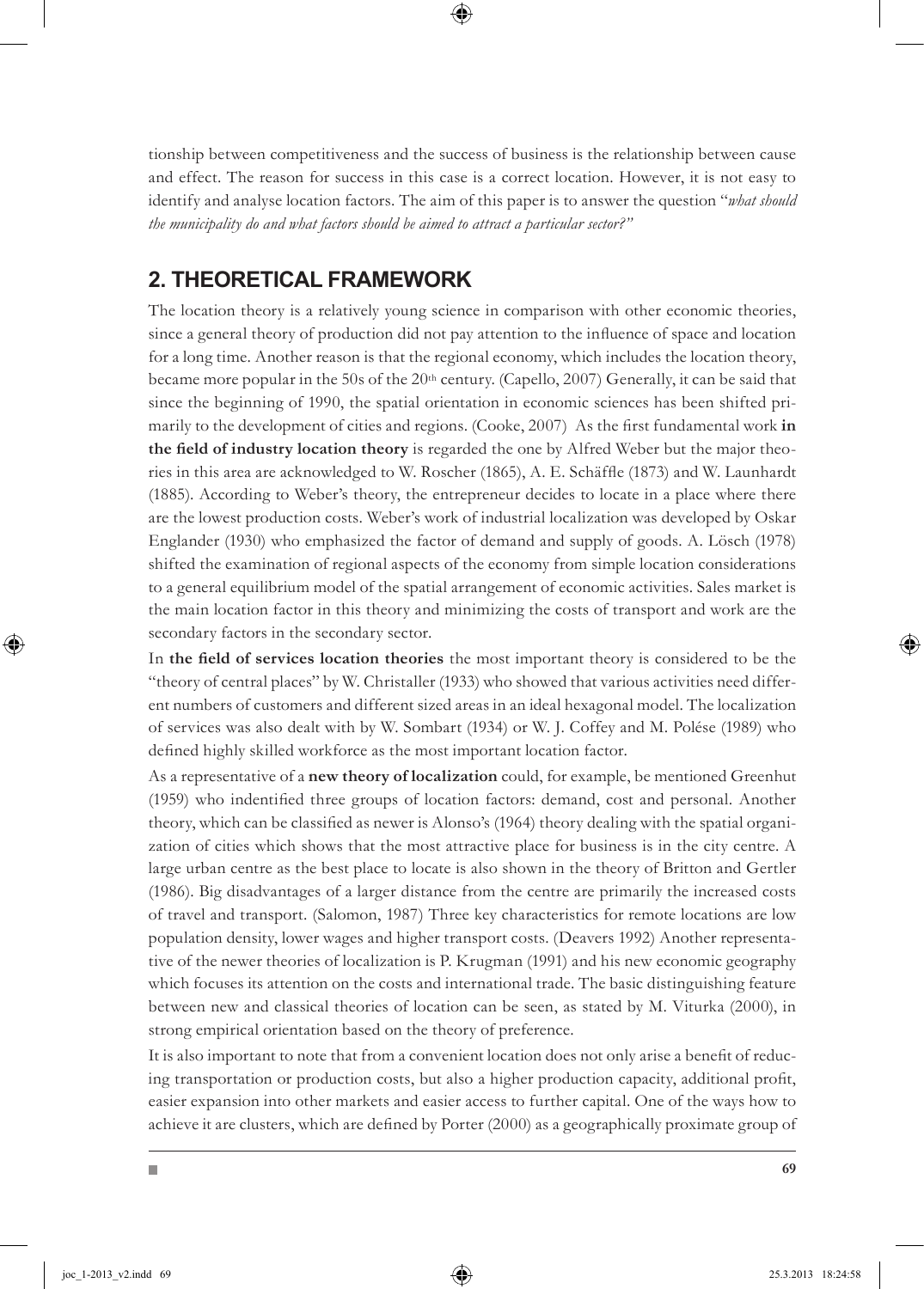tionship between competitiveness and the success of business is the relationship between cause and effect. The reason for success in this case is a correct location. However, it is not easy to identify and analyse location factors. The aim of this paper is to answer the question "*what should the municipality do and what factors should be aimed to attract a particular sector?"*

## 2. THEORETICAL FRAMEWORK

The location theory is a relatively young science in comparison with other economic theories, since a general theory of production did not pay attention to the influence of space and location for a long time. Another reason is that the regional economy, which includes the location theory, became more popular in the 50s of the 20th century. (Capello, 2007) Generally, it can be said that since the beginning of 1990, the spatial orientation in economic sciences has been shifted primarily to the development of cities and regions. (Cooke, 2007) As the first fundamental work **in the field of industry location theory** is regarded the one by Alfred Weber but the major theories in this area are acknowledged to W. Roscher (1865), A. E. Schäffle (1873) and W. Launhardt (1885). According to Weber's theory, the entrepreneur decides to locate in a place where there are the lowest production costs. Weber's work of industrial localization was developed by Oskar Englander (1930) who emphasized the factor of demand and supply of goods. A. Lösch (1978) shifted the examination of regional aspects of the economy from simple location considerations to a general equilibrium model of the spatial arrangement of economic activities. Sales market is the main location factor in this theory and minimizing the costs of transport and work are the secondary factors in the secondary sector.

In **the field of services location theories** the most important theory is considered to be the "theory of central places" by W. Christaller (1933) who showed that various activities need different numbers of customers and different sized areas in an ideal hexagonal model. The localization of services was also dealt with by W. Sombart (1934) or W. J. Coffey and M. Polése (1989) who defined highly skilled workforce as the most important location factor.

As a representative of a **new theory of localization** could, for example, be mentioned Greenhut (1959) who indentified three groups of location factors: demand, cost and personal. Another theory, which can be classified as newer is Alonso's (1964) theory dealing with the spatial organization of cities which shows that the most attractive place for business is in the city centre. A large urban centre as the best place to locate is also shown in the theory of Britton and Gertler (1986). Big disadvantages of a larger distance from the centre are primarily the increased costs of travel and transport. (Salomon, 1987) Three key characteristics for remote locations are low population density, lower wages and higher transport costs. (Deavers 1992) Another representative of the newer theories of localization is P. Krugman (1991) and his new economic geography which focuses its attention on the costs and international trade. The basic distinguishing feature between new and classical theories of location can be seen, as stated by M. Viturka (2000), in strong empirical orientation based on the theory of preference.

It is also important to note that from a convenient location does not only arise a benefit of reducing transportation or production costs, but also a higher production capacity, additional profit, easier expansion into other markets and easier access to further capital. One of the ways how to achieve it are clusters, which are defined by Porter (2000) as a geographically proximate group of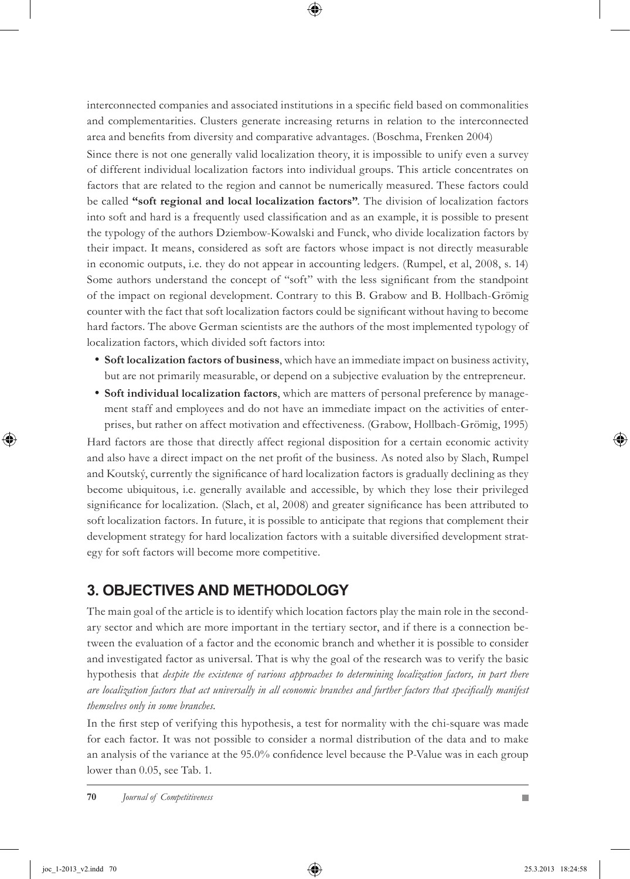interconnected companies and associated institutions in a specific field based on commonalities and complementarities. Clusters generate increasing returns in relation to the interconnected area and benefits from diversity and comparative advantages. (Boschma, Frenken 2004)

Since there is not one generally valid localization theory, it is impossible to unify even a survey of different individual localization factors into individual groups. This article concentrates on factors that are related to the region and cannot be numerically measured. These factors could be called **"soft regional and local localization factors"**. The division of localization factors into soft and hard is a frequently used classification and as an example, it is possible to present the typology of the authors Dziembow-Kowalski and Funck, who divide localization factors by their impact. It means, considered as soft are factors whose impact is not directly measurable in economic outputs, i.e. they do not appear in accounting ledgers. (Rumpel, et al, 2008, s. 14) Some authors understand the concept of "soft" with the less significant from the standpoint of the impact on regional development. Contrary to this B. Grabow and B. Hollbach-Grömig counter with the fact that soft localization factors could be significant without having to become hard factors. The above German scientists are the authors of the most implemented typology of localization factors, which divided soft factors into:

- **Soft localization factors of business**, which have an immediate impact on business activity, but are not primarily measurable, or depend on a subjective evaluation by the entrepreneur.
- **Soft individual localization factors**, which are matters of personal preference by management staff and employees and do not have an immediate impact on the activities of enterprises, but rather on affect motivation and effectiveness. (Grabow, Hollbach-Grömig, 1995)

Hard factors are those that directly affect regional disposition for a certain economic activity and also have a direct impact on the net profit of the business. As noted also by Slach, Rumpel and Koutský, currently the significance of hard localization factors is gradually declining as they become ubiquitous, i.e. generally available and accessible, by which they lose their privileged significance for localization. (Slach, et al, 2008) and greater significance has been attributed to soft localization factors. In future, it is possible to anticipate that regions that complement their development strategy for hard localization factors with a suitable diversified development strategy for soft factors will become more competitive.

## 3. OBJECTIVES AND METHODOLOGY

The main goal of the article is to identify which location factors play the main role in the secondary sector and which are more important in the tertiary sector, and if there is a connection between the evaluation of a factor and the economic branch and whether it is possible to consider and investigated factor as universal. That is why the goal of the research was to verify the basic hypothesis that *despite the existence of various approaches to determining localization factors, in part there are localization factors that act universally in all economic branches and further factors that specifically manifest themselves only in some branches.*

In the first step of verifying this hypothesis, a test for normality with the chi-square was made for each factor. It was not possible to consider a normal distribution of the data and to make an analysis of the variance at the 95.0% confidence level because the P-Value was in each group lower than 0.05, see Tab. 1.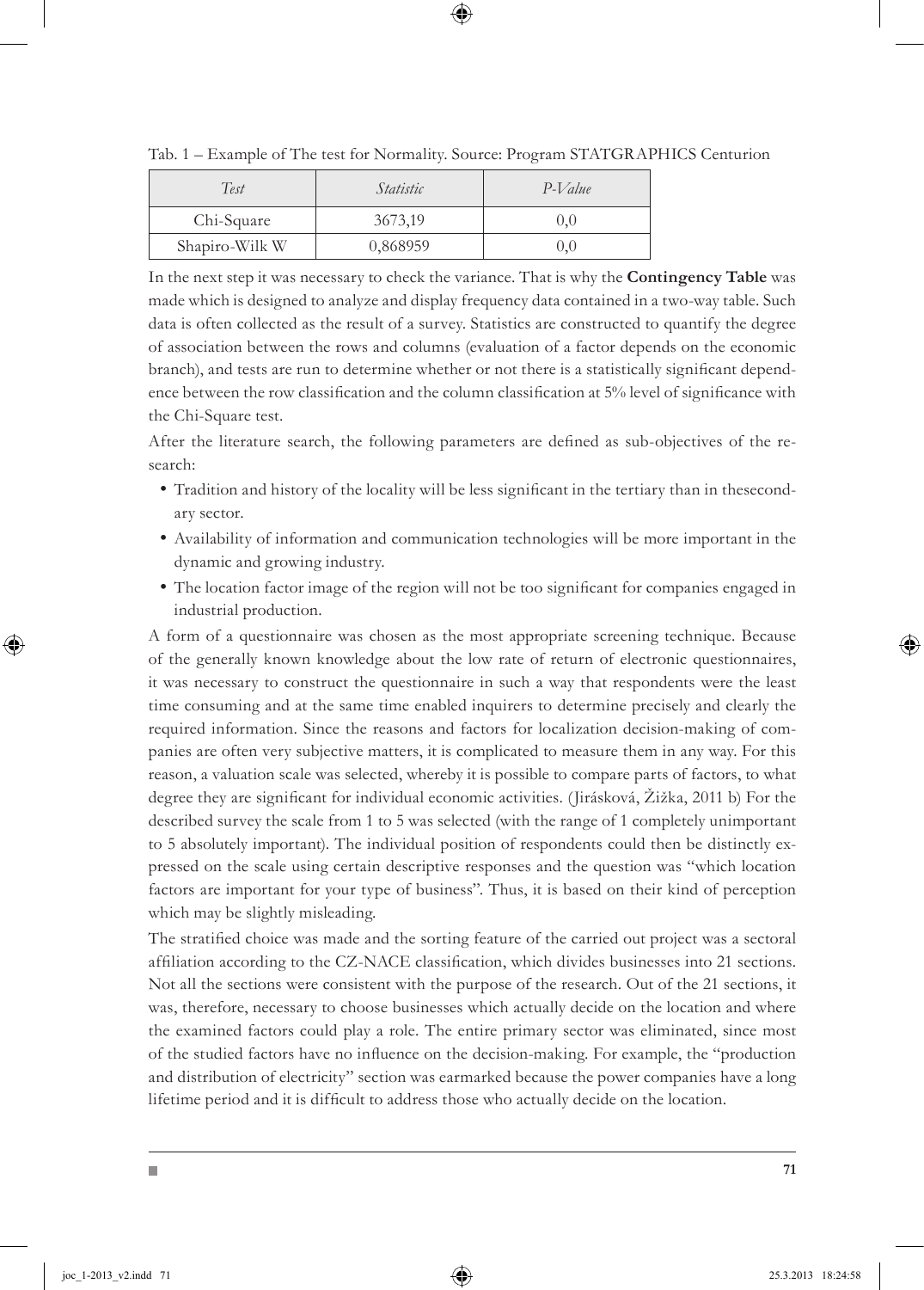Tab. 1 – Example of The test for Normality. Source: Program STATGRAPHICS Centurion

| *Test* | *Statistic* | *P-Value* |
|---|---|---|
| Chi-Square | 3673,19 | 0,0 |
| Shapiro-Wilk W | 0,868959 | 0,0 |

In the next step it was necessary to check the variance. That is why the **Contingency Table** was made which is designed to analyze and display frequency data contained in a two-way table. Such data is often collected as the result of a survey. Statistics are constructed to quantify the degree of association between the rows and columns (evaluation of a factor depends on the economic branch), and tests are run to determine whether or not there is a statistically significant dependence between the row classification and the column classification at 5% level of significance with the Chi-Square test.

After the literature search, the following parameters are defined as sub-objectives of the research:

- Tradition and history of the locality will be less significant in the tertiary than in thesecondary sector.
- Availability of information and communication technologies will be more important in the dynamic and growing industry.
- The location factor image of the region will not be too significant for companies engaged in industrial production.

A form of a questionnaire was chosen as the most appropriate screening technique. Because of the generally known knowledge about the low rate of return of electronic questionnaires, it was necessary to construct the questionnaire in such a way that respondents were the least time consuming and at the same time enabled inquirers to determine precisely and clearly the required information. Since the reasons and factors for localization decision-making of companies are often very subjective matters, it is complicated to measure them in any way. For this reason, a valuation scale was selected, whereby it is possible to compare parts of factors, to what degree they are significant for individual economic activities. (Jirásková, Žižka, 2011 b) For the described survey the scale from 1 to 5 was selected (with the range of 1 completely unimportant to 5 absolutely important). The individual position of respondents could then be distinctly expressed on the scale using certain descriptive responses and the question was "which location factors are important for your type of business". Thus, it is based on their kind of perception which may be slightly misleading.

The stratified choice was made and the sorting feature of the carried out project was a sectoral affiliation according to the CZ-NACE classification, which divides businesses into 21 sections. Not all the sections were consistent with the purpose of the research. Out of the 21 sections, it was, therefore, necessary to choose businesses which actually decide on the location and where the examined factors could play a role. The entire primary sector was eliminated, since most of the studied factors have no influence on the decision-making. For example, the "production and distribution of electricity" section was earmarked because the power companies have a long lifetime period and it is difficult to address those who actually decide on the location.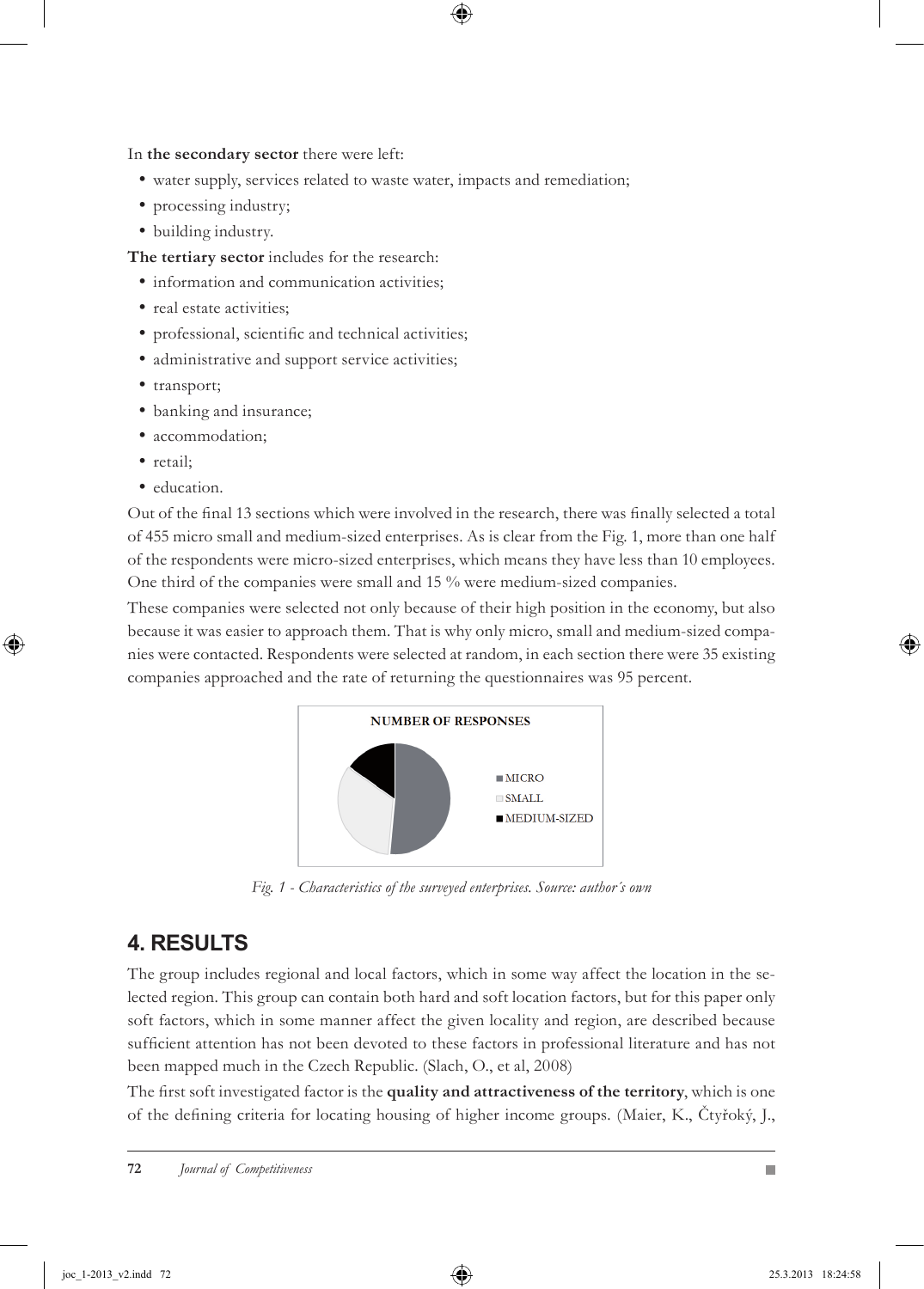In **the secondary sector** there were left:

- water supply, services related to waste water, impacts and remediation;
- processing industry;
- building industry.

**The tertiary sector** includes for the research:

- information and communication activities;
- real estate activities;
- professional, scientific and technical activities;
- administrative and support service activities;
- transport;
- banking and insurance;
- accommodation;
- retail;
- education.

Out of the final 13 sections which were involved in the research, there was finally selected a total of 455 micro small and medium-sized enterprises. As is clear from the Fig. 1, more than one half of the respondents were micro-sized enterprises, which means they have less than 10 employees. One third of the companies were small and 15 % were medium-sized companies.

These companies were selected not only because of their high position in the economy, but also because it was easier to approach them. That is why only micro, small and medium-sized companies were contacted. Respondents were selected at random, in each section there were 35 existing companies approached and the rate of returning the questionnaires was 95 percent.

NUMBER OF RESPONSES

- MICRO
- SMALL
- MEDIUM-SIZED

*Fig. 1 - Characteristics of the surveyed enterprises. Source: author´s own*

## 4. RESULTS

The group includes regional and local factors, which in some way affect the location in the selected region. This group can contain both hard and soft location factors, but for this paper only soft factors, which in some manner affect the given locality and region, are described because sufficient attention has not been devoted to these factors in professional literature and has not been mapped much in the Czech Republic. (Slach, O., et al, 2008)

The first soft investigated factor is the **quality and attractiveness of the territory**, which is one of the defining criteria for locating housing of higher income groups. (Maier, K., Čtyřoký, J.,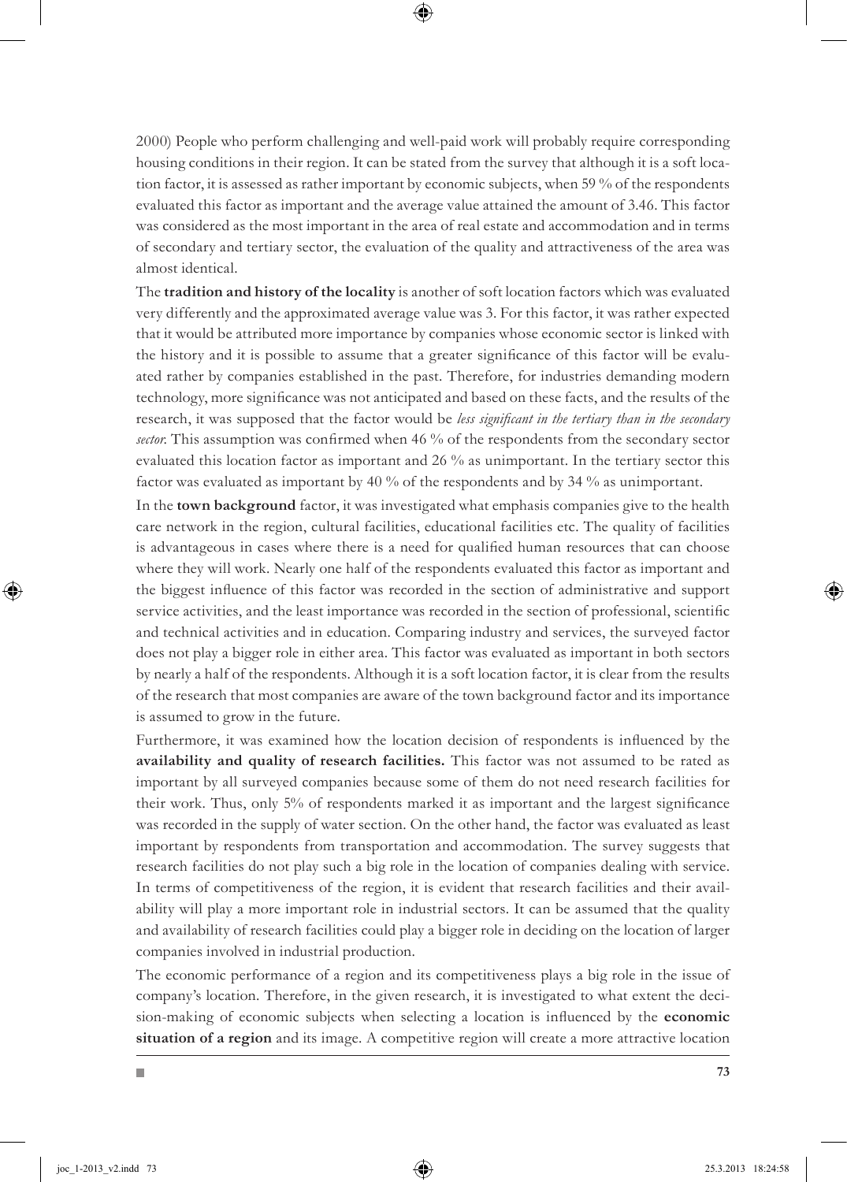2000) People who perform challenging and well-paid work will probably require corresponding housing conditions in their region. It can be stated from the survey that although it is a soft location factor, it is assessed as rather important by economic subjects, when 59 % of the respondents evaluated this factor as important and the average value attained the amount of 3.46. This factor was considered as the most important in the area of real estate and accommodation and in terms of secondary and tertiary sector, the evaluation of the quality and attractiveness of the area was almost identical.

The **tradition and history of the locality** is another of soft location factors which was evaluated very differently and the approximated average value was 3. For this factor, it was rather expected that it would be attributed more importance by companies whose economic sector is linked with the history and it is possible to assume that a greater significance of this factor will be evaluated rather by companies established in the past. Therefore, for industries demanding modern technology, more significance was not anticipated and based on these facts, and the results of the research, it was supposed that the factor would be *less significant in the tertiary than in the secondary sector.* This assumption was confirmed when 46 % of the respondents from the secondary sector evaluated this location factor as important and 26 % as unimportant. In the tertiary sector this factor was evaluated as important by 40 % of the respondents and by 34 % as unimportant.

In the **town background** factor, it was investigated what emphasis companies give to the health care network in the region, cultural facilities, educational facilities etc. The quality of facilities is advantageous in cases where there is a need for qualified human resources that can choose where they will work. Nearly one half of the respondents evaluated this factor as important and the biggest influence of this factor was recorded in the section of administrative and support service activities, and the least importance was recorded in the section of professional, scientific and technical activities and in education. Comparing industry and services, the surveyed factor does not play a bigger role in either area. This factor was evaluated as important in both sectors by nearly a half of the respondents. Although it is a soft location factor, it is clear from the results of the research that most companies are aware of the town background factor and its importance is assumed to grow in the future.

Furthermore, it was examined how the location decision of respondents is influenced by the **availability and quality of research facilities.** This factor was not assumed to be rated as important by all surveyed companies because some of them do not need research facilities for their work. Thus, only 5% of respondents marked it as important and the largest significance was recorded in the supply of water section. On the other hand, the factor was evaluated as least important by respondents from transportation and accommodation. The survey suggests that research facilities do not play such a big role in the location of companies dealing with service. In terms of competitiveness of the region, it is evident that research facilities and their availability will play a more important role in industrial sectors. It can be assumed that the quality and availability of research facilities could play a bigger role in deciding on the location of larger companies involved in industrial production.

The economic performance of a region and its competitiveness plays a big role in the issue of company's location. Therefore, in the given research, it is investigated to what extent the decision-making of economic subjects when selecting a location is influenced by the **economic situation of a region** and its image. A competitive region will create a more attractive location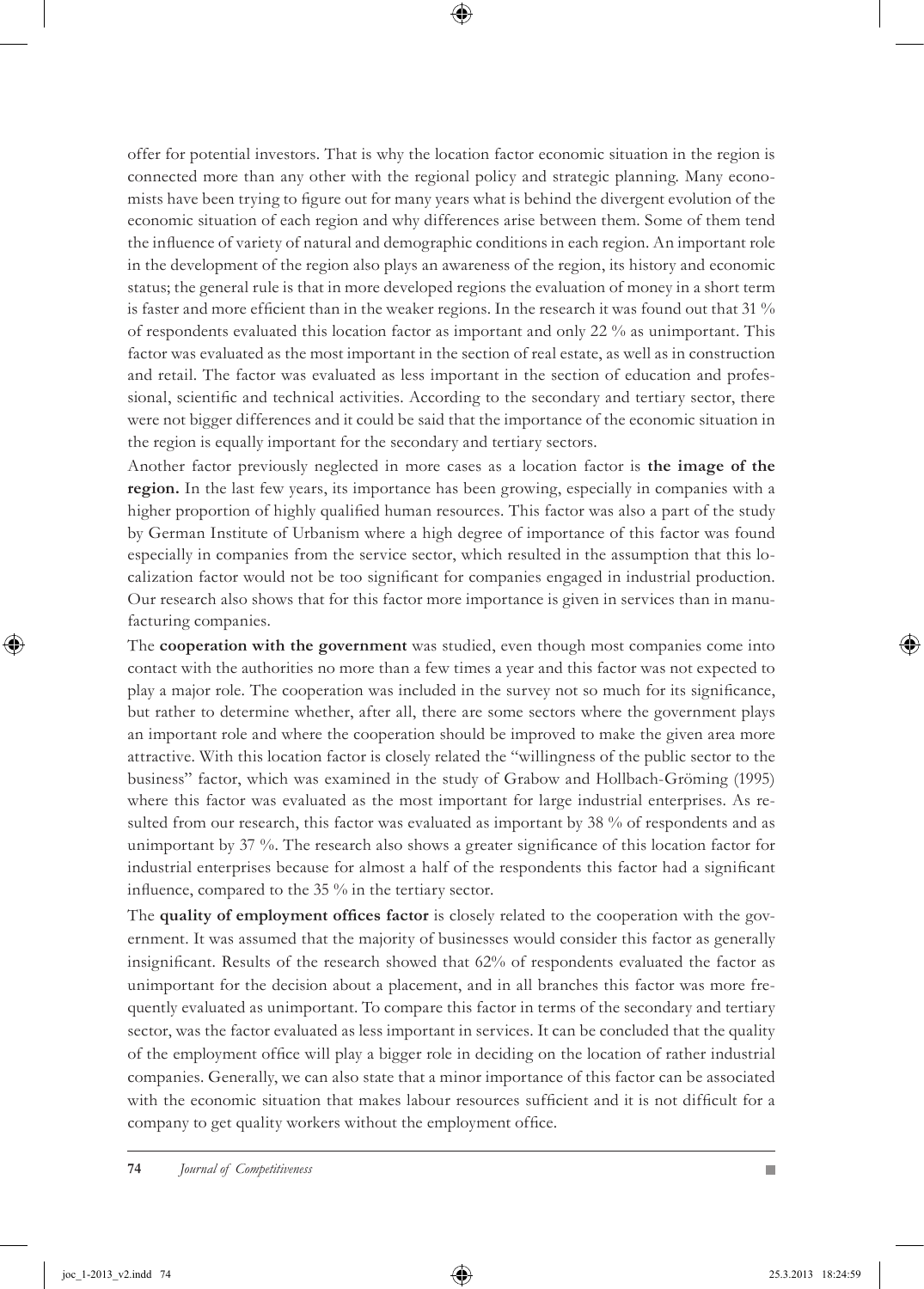offer for potential investors. That is why the location factor economic situation in the region is connected more than any other with the regional policy and strategic planning. Many economists have been trying to figure out for many years what is behind the divergent evolution of the economic situation of each region and why differences arise between them. Some of them tend the influence of variety of natural and demographic conditions in each region. An important role in the development of the region also plays an awareness of the region, its history and economic status; the general rule is that in more developed regions the evaluation of money in a short term is faster and more efficient than in the weaker regions. In the research it was found out that 31 % of respondents evaluated this location factor as important and only 22 % as unimportant. This factor was evaluated as the most important in the section of real estate, as well as in construction and retail. The factor was evaluated as less important in the section of education and professional, scientific and technical activities. According to the secondary and tertiary sector, there were not bigger differences and it could be said that the importance of the economic situation in the region is equally important for the secondary and tertiary sectors.

Another factor previously neglected in more cases as a location factor is **the image of the region.** In the last few years, its importance has been growing, especially in companies with a higher proportion of highly qualified human resources. This factor was also a part of the study by German Institute of Urbanism where a high degree of importance of this factor was found especially in companies from the service sector, which resulted in the assumption that this localization factor would not be too significant for companies engaged in industrial production. Our research also shows that for this factor more importance is given in services than in manufacturing companies.

The **cooperation with the government** was studied, even though most companies come into contact with the authorities no more than a few times a year and this factor was not expected to play a major role. The cooperation was included in the survey not so much for its significance, but rather to determine whether, after all, there are some sectors where the government plays an important role and where the cooperation should be improved to make the given area more attractive. With this location factor is closely related the "willingness of the public sector to the business" factor, which was examined in the study of Grabow and Hollbach-Gröming (1995) where this factor was evaluated as the most important for large industrial enterprises. As resulted from our research, this factor was evaluated as important by 38 % of respondents and as unimportant by 37 %. The research also shows a greater significance of this location factor for industrial enterprises because for almost a half of the respondents this factor had a significant influence, compared to the 35 % in the tertiary sector.

The **quality of employment offices factor** is closely related to the cooperation with the government. It was assumed that the majority of businesses would consider this factor as generally insignificant. Results of the research showed that 62% of respondents evaluated the factor as unimportant for the decision about a placement, and in all branches this factor was more frequently evaluated as unimportant. To compare this factor in terms of the secondary and tertiary sector, was the factor evaluated as less important in services. It can be concluded that the quality of the employment office will play a bigger role in deciding on the location of rather industrial companies. Generally, we can also state that a minor importance of this factor can be associated with the economic situation that makes labour resources sufficient and it is not difficult for a company to get quality workers without the employment office.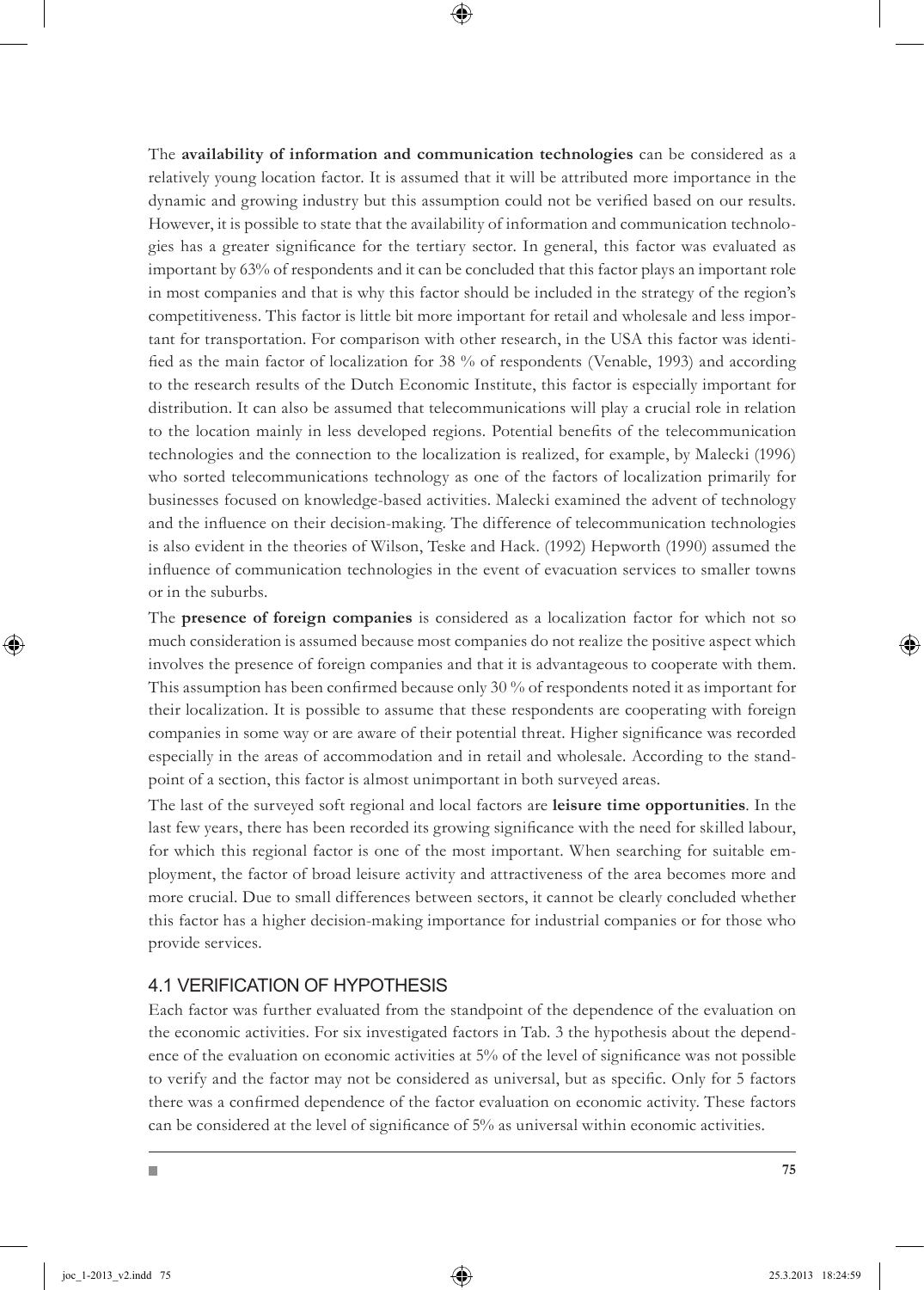The **availability of information and communication technologies** can be considered as a relatively young location factor. It is assumed that it will be attributed more importance in the dynamic and growing industry but this assumption could not be verified based on our results. However, it is possible to state that the availability of information and communication technologies has a greater significance for the tertiary sector. In general, this factor was evaluated as important by 63% of respondents and it can be concluded that this factor plays an important role in most companies and that is why this factor should be included in the strategy of the region's competitiveness. This factor is little bit more important for retail and wholesale and less important for transportation. For comparison with other research, in the USA this factor was identified as the main factor of localization for 38 % of respondents (Venable, 1993) and according to the research results of the Dutch Economic Institute, this factor is especially important for distribution. It can also be assumed that telecommunications will play a crucial role in relation to the location mainly in less developed regions. Potential benefits of the telecommunication technologies and the connection to the localization is realized, for example, by Malecki (1996) who sorted telecommunications technology as one of the factors of localization primarily for businesses focused on knowledge-based activities. Malecki examined the advent of technology and the influence on their decision-making. The difference of telecommunication technologies is also evident in the theories of Wilson, Teske and Hack. (1992) Hepworth (1990) assumed the influence of communication technologies in the event of evacuation services to smaller towns or in the suburbs.

The **presence of foreign companies** is considered as a localization factor for which not so much consideration is assumed because most companies do not realize the positive aspect which involves the presence of foreign companies and that it is advantageous to cooperate with them. This assumption has been confirmed because only 30 % of respondents noted it as important for their localization. It is possible to assume that these respondents are cooperating with foreign companies in some way or are aware of their potential threat. Higher significance was recorded especially in the areas of accommodation and in retail and wholesale. According to the standpoint of a section, this factor is almost unimportant in both surveyed areas.

The last of the surveyed soft regional and local factors are **leisure time opportunities**. In the last few years, there has been recorded its growing significance with the need for skilled labour, for which this regional factor is one of the most important. When searching for suitable employment, the factor of broad leisure activity and attractiveness of the area becomes more and more crucial. Due to small differences between sectors, it cannot be clearly concluded whether this factor has a higher decision-making importance for industrial companies or for those who provide services.

## 4.1 VERIFICATION OF HYPOTHESIS

Each factor was further evaluated from the standpoint of the dependence of the evaluation on the economic activities. For six investigated factors in Tab. 3 the hypothesis about the dependence of the evaluation on economic activities at 5% of the level of significance was not possible to verify and the factor may not be considered as universal, but as specific. Only for 5 factors there was a confirmed dependence of the factor evaluation on economic activity. These factors can be considered at the level of significance of 5% as universal within economic activities.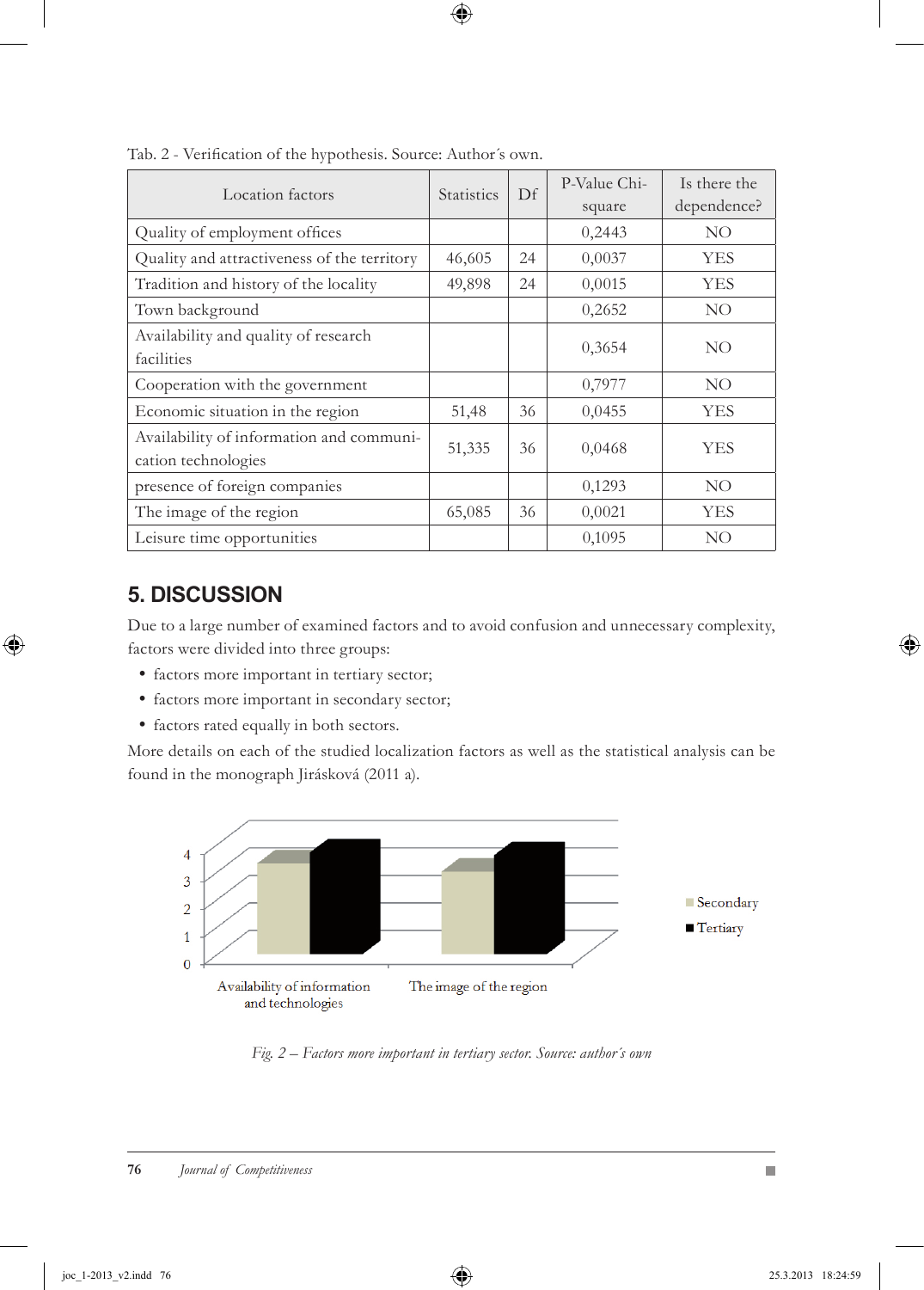Tab. 2 - Verification of the hypothesis. Source: Author´s own.

| Location factors | Statistics | Df | P-Value Chi-square | Is there the dependence? |
|---|---|---|---|---|
| Quality of employment offices | | | 0,2443 | NO |
| Quality and attractiveness of the territory | 46,605 | 24 | 0,0037 | YES |
| Tradition and history of the locality | 49,898 | 24 | 0,0015 | YES |
| Town background | | | 0,2652 | NO |
| Availability and quality of research facilities | | | 0,3654 | NO |
| Cooperation with the government | | | 0,7977 | NO |
| Economic situation in the region | 51,48 | 36 | 0,0455 | YES |
| Availability of information and communication technologies | 51,335 | 36 | 0,0468 | YES |
| presence of foreign companies | | | 0,1293 | NO |
| The image of the region | 65,085 | 36 | 0,0021 | YES |
| Leisure time opportunities | | | 0,1095 | NO |

## 5. DISCUSSION

Due to a large number of examined factors and to avoid confusion and unnecessary complexity, factors were divided into three groups:

- factors more important in tertiary sector;
- factors more important in secondary sector;
- factors rated equally in both sectors.

More details on each of the studied localization factors as well as the statistical analysis can be found in the monograph Jirásková (2011 a).

*Fig. 2 – Factors more important in tertiary sector. Source: author´s own*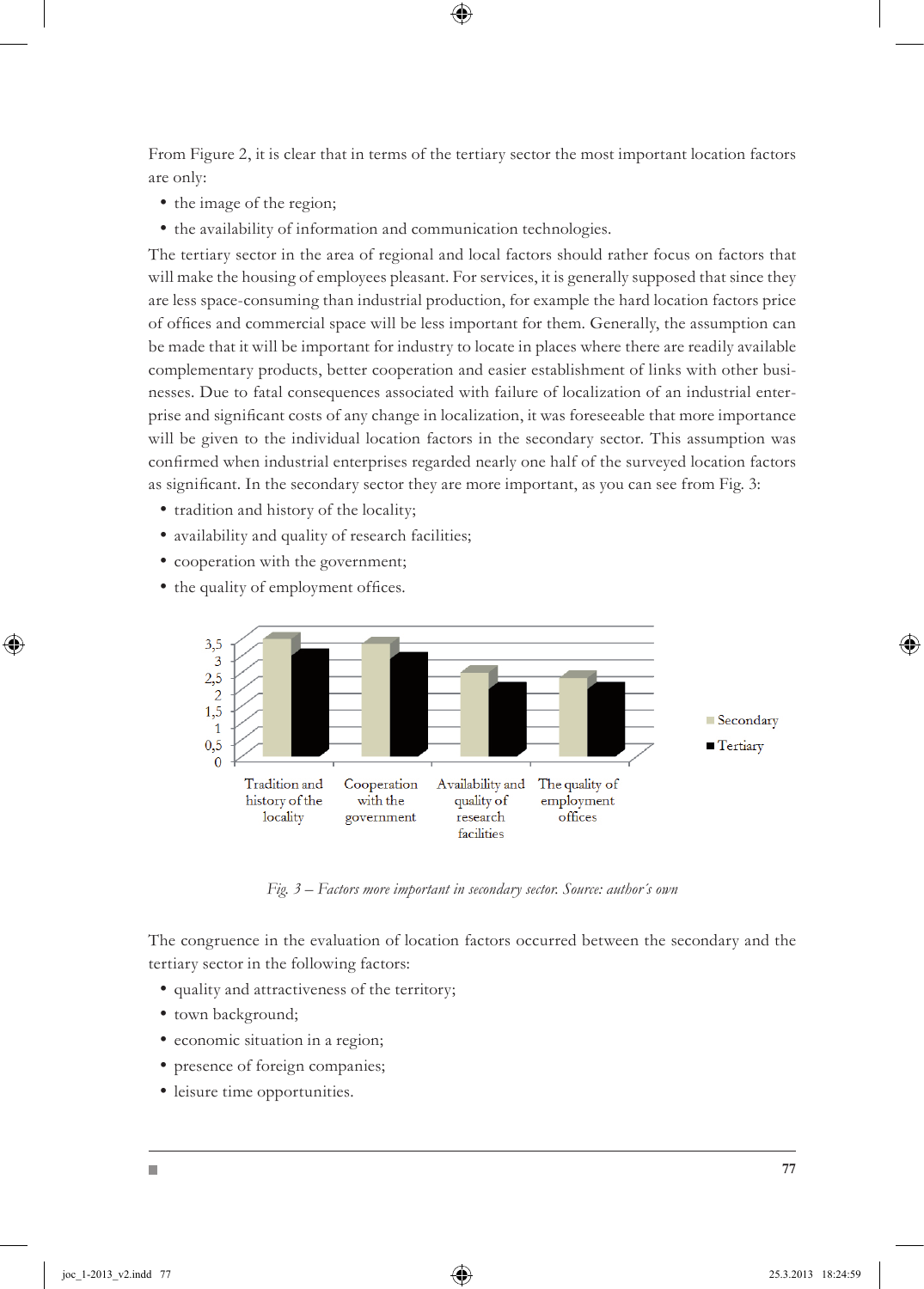From Figure 2, it is clear that in terms of the tertiary sector the most important location factors are only:

- the image of the region;
- the availability of information and communication technologies.

The tertiary sector in the area of regional and local factors should rather focus on factors that will make the housing of employees pleasant. For services, it is generally supposed that since they are less space-consuming than industrial production, for example the hard location factors price of offices and commercial space will be less important for them. Generally, the assumption can be made that it will be important for industry to locate in places where there are readily available complementary products, better cooperation and easier establishment of links with other businesses. Due to fatal consequences associated with failure of localization of an industrial enterprise and significant costs of any change in localization, it was foreseeable that more importance will be given to the individual location factors in the secondary sector. This assumption was confirmed when industrial enterprises regarded nearly one half of the surveyed location factors as significant. In the secondary sector they are more important, as you can see from Fig. 3:

- tradition and history of the locality;
- availability and quality of research facilities;
- cooperation with the government;
- the quality of employment offices.

*Fig. 3 – Factors more important in secondary sector. Source: author´s own*

The congruence in the evaluation of location factors occurred between the secondary and the tertiary sector in the following factors:

- quality and attractiveness of the territory;
- town background;
- economic situation in a region;
- presence of foreign companies;
- leisure time opportunities.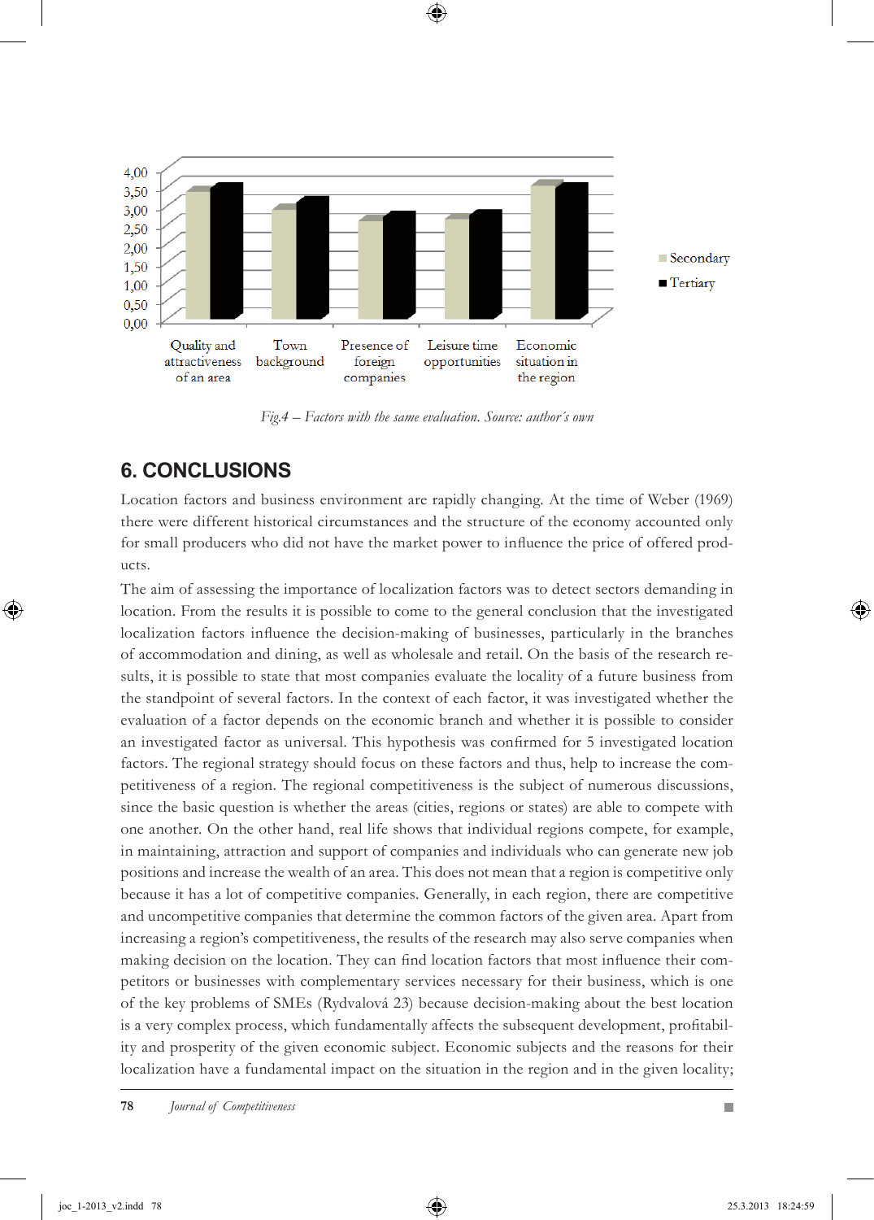4,00
3,50
3,00
2,50
2,00
1,50
1,00
0,50
0,00

Quality and attractiveness of an area

Town background

Presence of foreign companies

Leisure time opportunities

Economic situation in the region

Secondary

Tertiary

*Fig.4 – Factors with the same evaluation. Source: author´s own*

## 6. CONCLUSIONS

Location factors and business environment are rapidly changing. At the time of Weber (1969) there were different historical circumstances and the structure of the economy accounted only for small producers who did not have the market power to influence the price of offered products.

The aim of assessing the importance of localization factors was to detect sectors demanding in location. From the results it is possible to come to the general conclusion that the investigated localization factors influence the decision-making of businesses, particularly in the branches of accommodation and dining, as well as wholesale and retail. On the basis of the research results, it is possible to state that most companies evaluate the locality of a future business from the standpoint of several factors. In the context of each factor, it was investigated whether the evaluation of a factor depends on the economic branch and whether it is possible to consider an investigated factor as universal. This hypothesis was confirmed for 5 investigated location factors. The regional strategy should focus on these factors and thus, help to increase the competitiveness of a region. The regional competitiveness is the subject of numerous discussions, since the basic question is whether the areas (cities, regions or states) are able to compete with one another. On the other hand, real life shows that individual regions compete, for example, in maintaining, attraction and support of companies and individuals who can generate new job positions and increase the wealth of an area. This does not mean that a region is competitive only because it has a lot of competitive companies. Generally, in each region, there are competitive and uncompetitive companies that determine the common factors of the given area. Apart from increasing a region's competitiveness, the results of the research may also serve companies when making decision on the location. They can find location factors that most influence their competitors or businesses with complementary services necessary for their business, which is one of the key problems of SMEs (Rydvalová 23) because decision-making about the best location is a very complex process, which fundamentally affects the subsequent development, profitability and prosperity of the given economic subject. Economic subjects and the reasons for their localization have a fundamental impact on the situation in the region and in the given locality;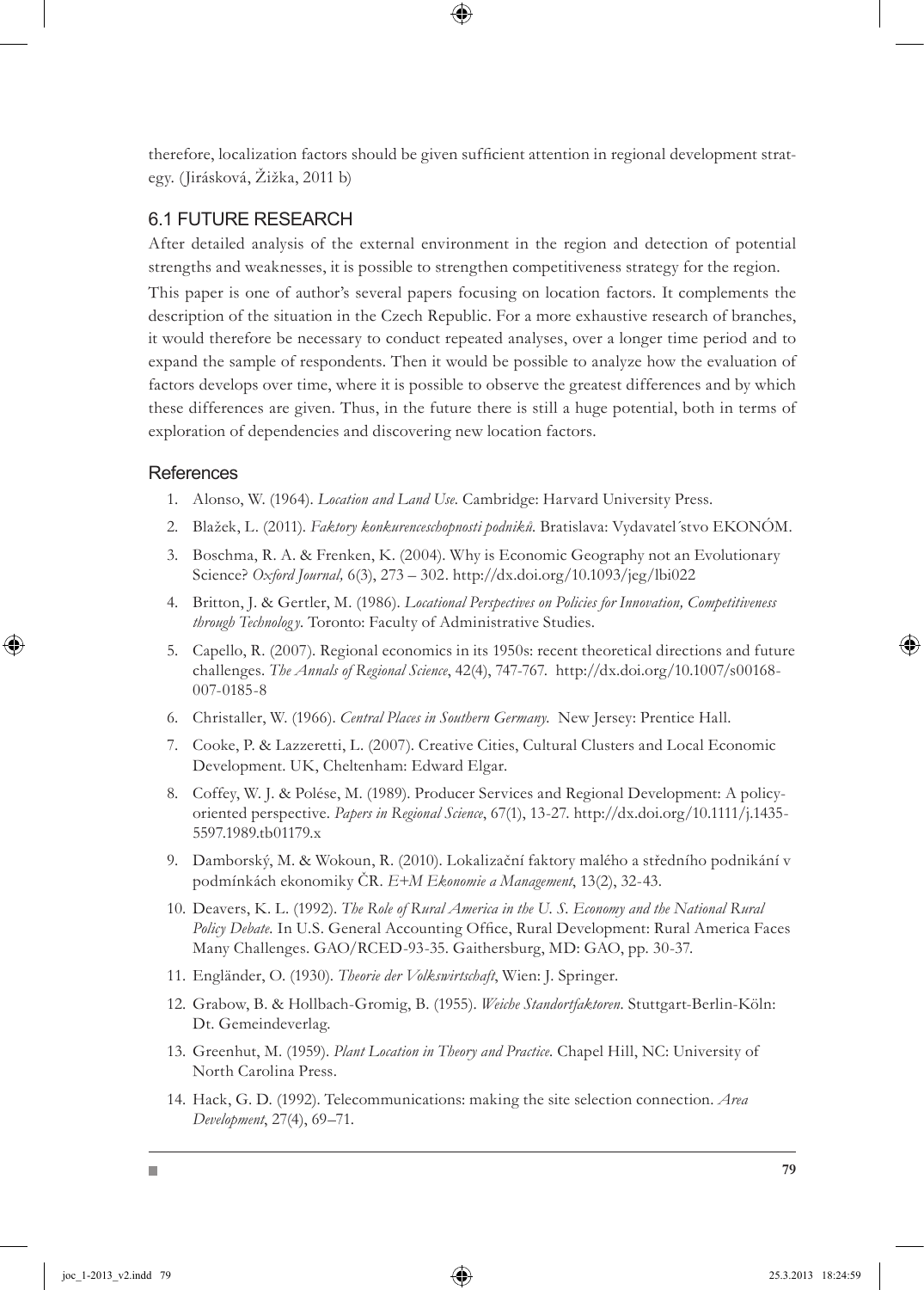therefore, localization factors should be given sufficient attention in regional development strategy. (Jirásková, Žižka, 2011 b)

## 6.1 FUTURE RESEARCH

After detailed analysis of the external environment in the region and detection of potential strengths and weaknesses, it is possible to strengthen competitiveness strategy for the region.

This paper is one of author's several papers focusing on location factors. It complements the description of the situation in the Czech Republic. For a more exhaustive research of branches, it would therefore be necessary to conduct repeated analyses, over a longer time period and to expand the sample of respondents. Then it would be possible to analyze how the evaluation of factors develops over time, where it is possible to observe the greatest differences and by which these differences are given. Thus, in the future there is still a huge potential, both in terms of exploration of dependencies and discovering new location factors.

### References

1. Alonso, W. (1964). *Location and Land Use*. Cambridge: Harvard University Press.
2. Blažek, L. (2011). *Faktory konkurenceschopnosti podniků*. Bratislava: Vydavateľstvo EKONÓM.
3. Boschma, R. A. & Frenken, K. (2004). Why is Economic Geography not an Evolutionary Science? *Oxford Journal,* 6(3), 273 – 302. http://dx.doi.org/10.1093/jeg/lbi022
4. Britton, J. & Gertler, M. (1986). *Locational Perspectives on Policies for Innovation, Competitiveness through Technology*. Toronto: Faculty of Administrative Studies.
5. Capello, R. (2007). Regional economics in its 1950s: recent theoretical directions and future challenges. *The Annals of Regional Science*, 42(4), 747-767. http://dx.doi.org/10.1007/s00168-007-0185-8
6. Christaller, W. (1966). *Central Places in Southern Germany.* New Jersey: Prentice Hall.
7. Cooke, P. & Lazzeretti, L. (2007). Creative Cities, Cultural Clusters and Local Economic Development. UK, Cheltenham: Edward Elgar.
8. Coffey, W. J. & Polése, M. (1989). Producer Services and Regional Development: A policy-oriented perspective. *Papers in Regional Science*, 67(1), 13-27. http://dx.doi.org/10.1111/j.1435-5597.1989.tb01179.x
9. Damborský, M. & Wokoun, R. (2010). Lokalizační faktory malého a středního podnikání v podmínkách ekonomiky ČR. *E+M Ekonomie a Management*, 13(2), 32-43.
10. Deavers, K. L. (1992). *The Role of Rural America in the U. S. Economy and the National Rural Policy Debate.* In U.S. General Accounting Office, Rural Development: Rural America Faces Many Challenges. GAO/RCED-93-35. Gaithersburg, MD: GAO, pp. 30-37.
11. Engländer, O. (1930). *Theorie der Volkswirtschaft*, Wien: J. Springer.
12. Grabow, B. & Hollbach-Gromig, B. (1955). *Weiche Standortfaktoren*. Stuttgart-Berlin-Köln: Dt. Gemeindeverlag.
13. Greenhut, M. (1959). *Plant Location in Theory and Practice*. Chapel Hill, NC: University of North Carolina Press.
14. Hack, G. D. (1992). Telecommunications: making the site selection connection. *Area Development*, 27(4), 69–71.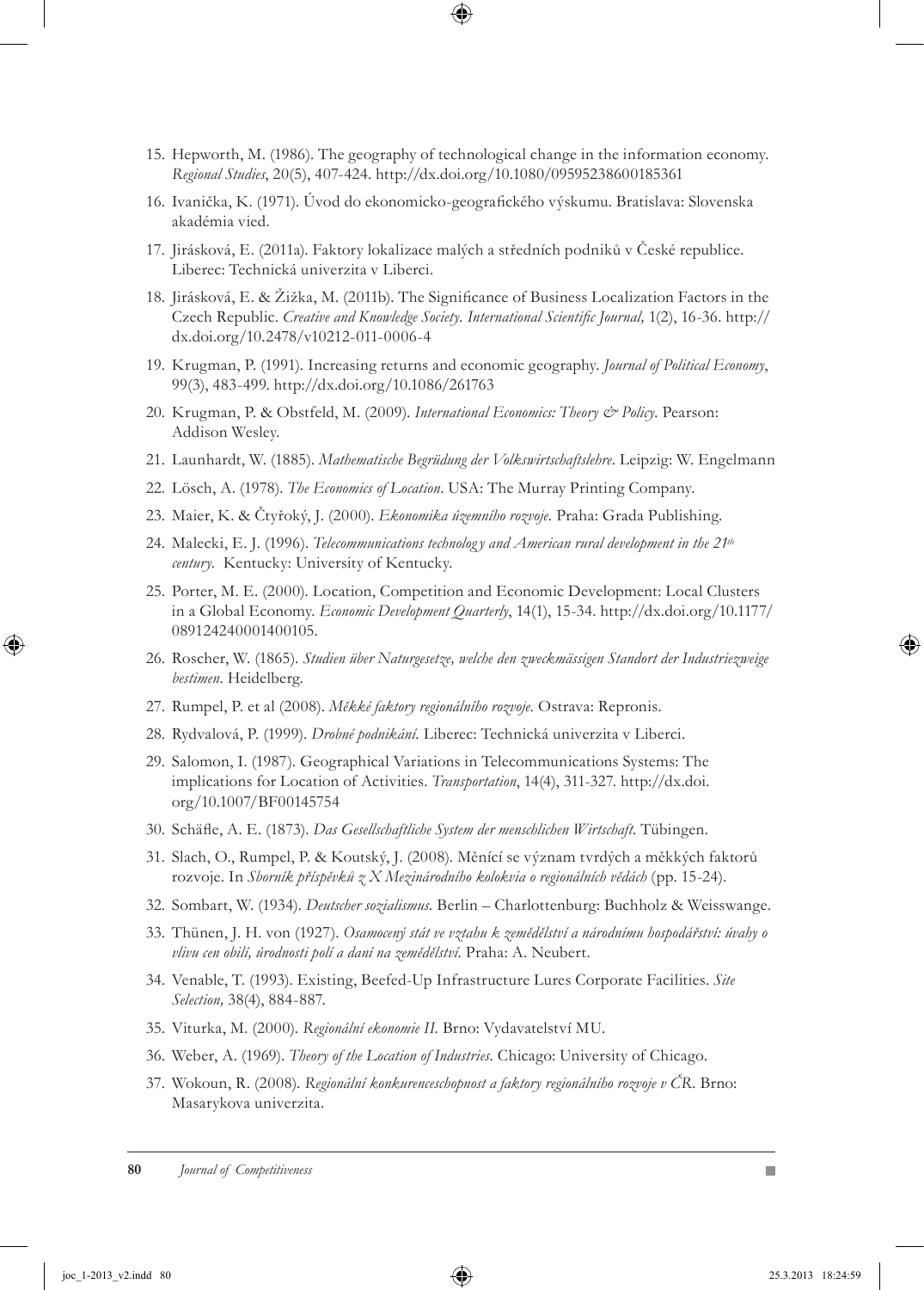15. Hepworth, M. (1986). The geography of technological change in the information economy. *Regional Studies*, 20(5), 407-424. http://dx.doi.org/10.1080/09595238600185361
16. Ivanička, K. (1971). Úvod do ekonomicko-geografického výskumu. Bratislava: Slovenska akadémia vied.
17. Jirásková, E. (2011a). Faktory lokalizace malých a středních podniků v České republice. Liberec: Technická univerzita v Liberci.
18. Jirásková, E. & Žižka, M. (2011b). The Significance of Business Localization Factors in the Czech Republic. *Creative and Knowledge Society. International Scientific Journal,* 1(2), 16-36. http://dx.doi.org/10.2478/v10212-011-0006-4
19. Krugman, P. (1991). Increasing returns and economic geography. *Journal of Political Economy*, 99(3), 483-499. http://dx.doi.org/10.1086/261763
20. Krugman, P. & Obstfeld, M. (2009). *International Economics: Theory & Policy.* Pearson: Addison Wesley.
21. Launhardt, W. (1885). *Mathematische Begrüdung der Volkswirtschaftslehre*. Leipzig: W. Engelmann
22. Lösch, A. (1978). *The Economics of Location*. USA: The Murray Printing Company.
23. Maier, K. & Čtyřoký, J. (2000). *Ekonomika územního rozvoje.* Praha: Grada Publishing.
24. Malecki, E. J. (1996). *Telecommunications technology and American rural development in the 21th century.* Kentucky: University of Kentucky.
25. Porter, M. E. (2000). Location, Competition and Economic Development: Local Clusters in a Global Economy. *Economic Development Quarterly*, 14(1), 15-34. http://dx.doi.org/10.1177/089124240001400105.
26. Roscher, W. (1865). *Studien über Naturgesetze, welche den zweckmässigen Standort der Industriezweige bestimen.* Heidelberg.
27. Rumpel, P. et al (2008). *Měkké faktory regionálního rozvoje.* Ostrava: Repronis.
28. Rydvalová, P. (1999). *Drobné podnikání.* Liberec: Technická univerzita v Liberci.
29. Salomon, I. (1987). Geographical Variations in Telecommunications Systems: The implications for Location of Activities. *Transportation*, 14(4), 311-327. http://dx.doi.org/10.1007/BF00145754
30. Schäfle, A. E. (1873). *Das Gesellschaftliche System der menschlichen Wirtschaft.* Tübingen.
31. Slach, O., Rumpel, P. & Koutský, J. (2008). Měnící se význam tvrdých a měkkých faktorů rozvoje. In *Sborník příspěvků z X Mezinárodního kolokvia o regionálních vědách* (pp. 15-24).
32. Sombart, W. (1934). *Deutscher sozialismus.* Berlin – Charlottenburg: Buchholz & Weisswange.
33. Thünen, J. H. von (1927). *Osamocený stát ve vztahu k zemědělství a národnímu hospodářství: úvahy o vlivu cen obilí, úrodnosti polí a daní na zemědělství.* Praha: A. Neubert.
34. Venable, T. (1993). Existing, Beefed-Up Infrastructure Lures Corporate Facilities. *Site Selection,* 38(4), 884-887.
35. Viturka, M. (2000). *Regionální ekonomie II.* Brno: Vydavatelství MU.
36. Weber, A. (1969). *Theory of the Location of Industries.* Chicago: University of Chicago.
37. Wokoun, R. (2008). *Regionální konkurenceschopnost a faktory regionálního rozvoje v ČR.* Brno: Masarykova univerzita.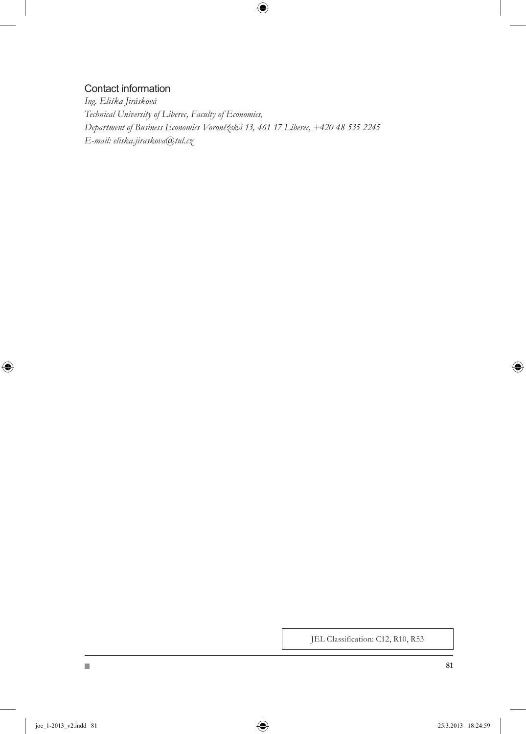## Contact information

*Ing. Eliška Jirásková*
*Technical University of Liberec, Faculty of Economics,*
*Department of Business Economics Voroněžská 13, 461 17 Liberec, +420 48 535 2245*
*E-mail: eliska.jiraskova@tul.cz*

JEL Classification: C12, R10, R53